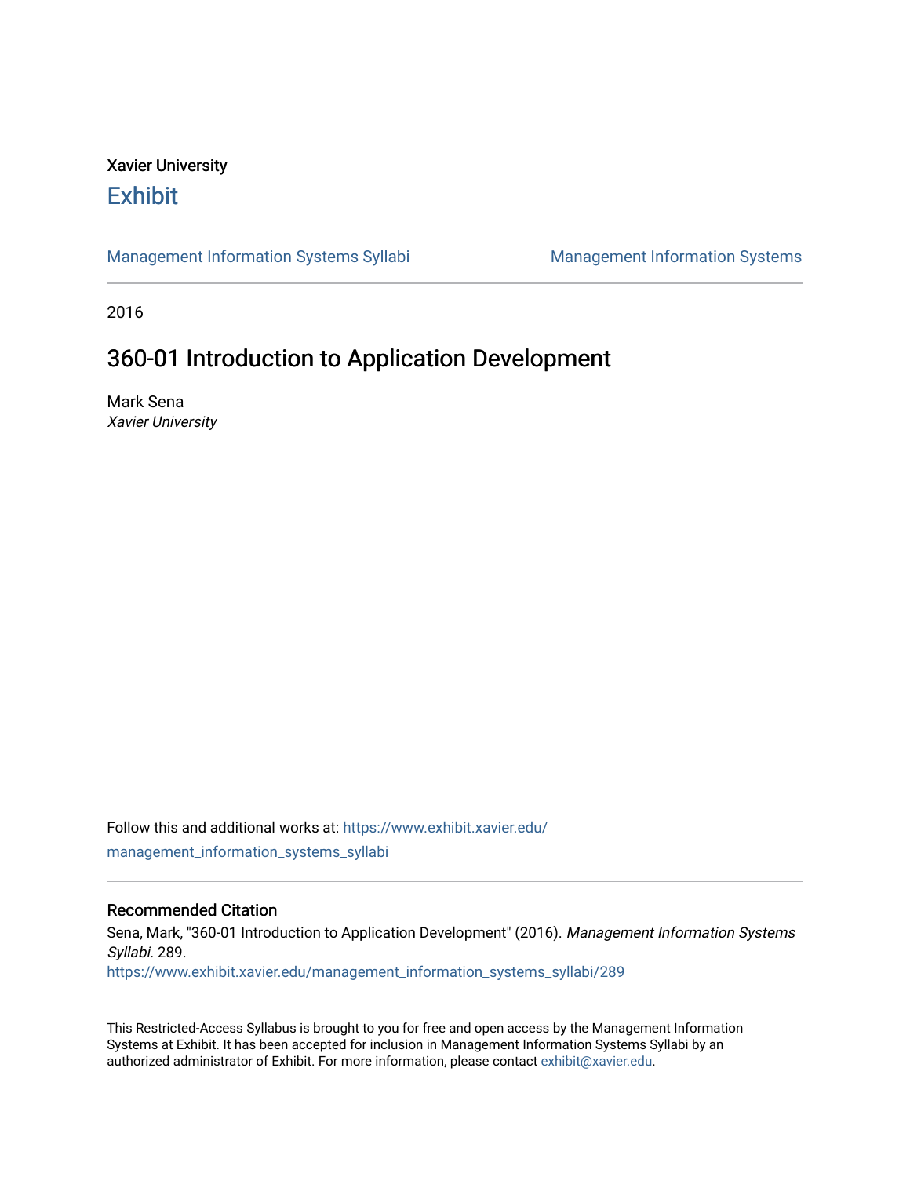Xavier University

# Exhibit

Management Information Systems Syllabi | Management Information Systems

2016

## 360-01 Introduction to Application Development

Mark Sena
*Xavier University*

Follow this and additional works at: https://www.exhibit.xavier.edu/management_information_systems_syllabi

### Recommended Citation

Sena, Mark, "360-01 Introduction to Application Development" (2016). *Management Information Systems Syllabi*. 289.
https://www.exhibit.xavier.edu/management_information_systems_syllabi/289

This Restricted-Access Syllabus is brought to you for free and open access by the Management Information Systems at Exhibit. It has been accepted for inclusion in Management Information Systems Syllabi by an authorized administrator of Exhibit. For more information, please contact exhibit@xavier.edu.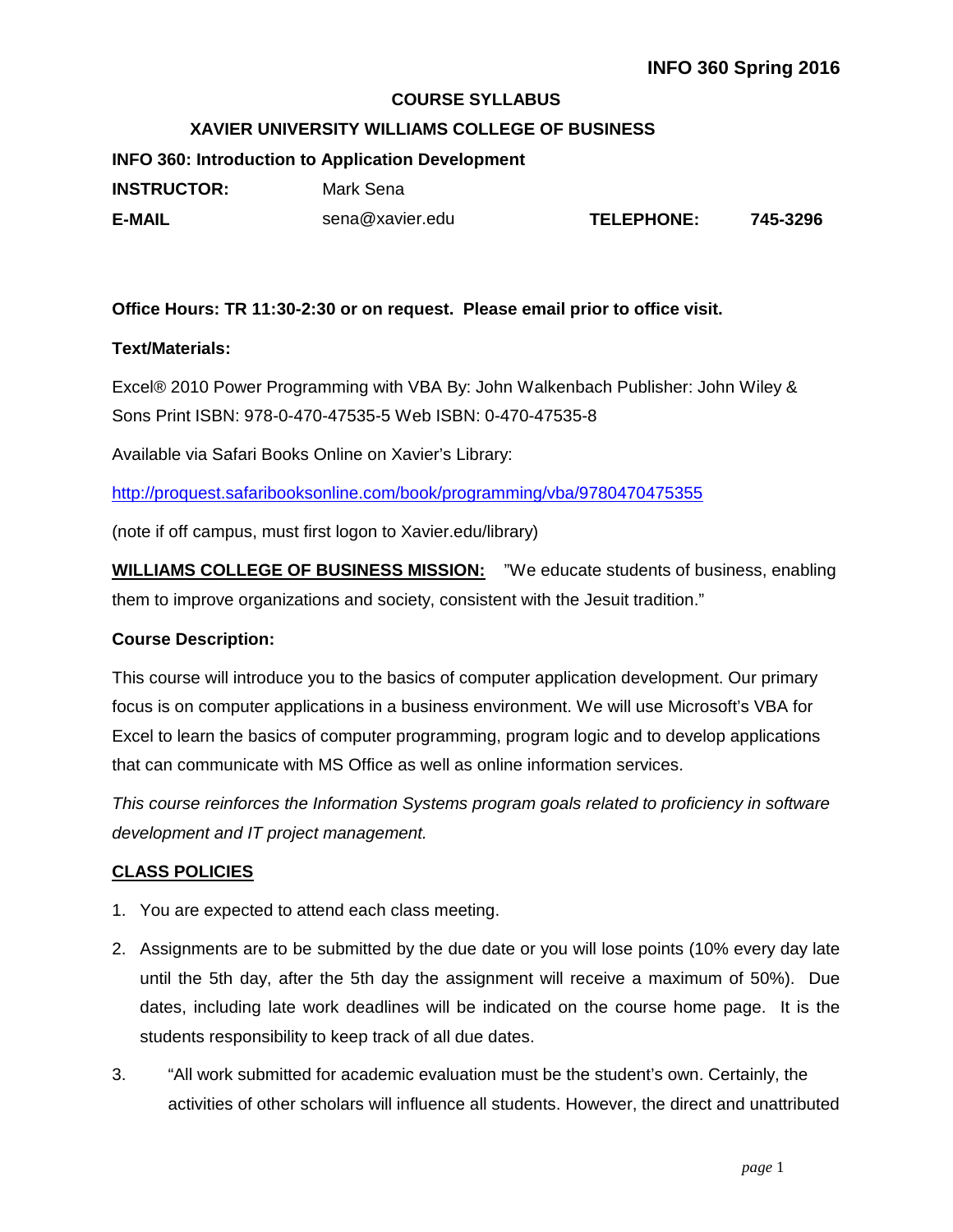**INFO 360 Spring 2016**

**COURSE SYLLABUS**

**XAVIER UNIVERSITY WILLIAMS COLLEGE OF BUSINESS**

**INFO 360: Introduction to Application Development**

**INSTRUCTOR:** Mark Sena

**E-MAIL** sena@xavier.edu **TELEPHONE:** **745-3296**

**Office Hours: TR 11:30-2:30 or on request. Please email prior to office visit.**

**Text/Materials:**

Excel® 2010 Power Programming with VBA By: John Walkenbach Publisher: John Wiley & Sons Print ISBN: 978-0-470-47535-5 Web ISBN: 0-470-47535-8

Available via Safari Books Online on Xavier's Library:

[http://proquest.safaribooksonline.com/book/programming/vba/9780470475355](http://proquest.safaribooksonline.com/book/programming/vba/9780470475355)

(note if off campus, must first logon to Xavier.edu/library)

**WILLIAMS COLLEGE OF BUSINESS MISSION:** "We educate students of business, enabling them to improve organizations and society, consistent with the Jesuit tradition."

**Course Description:**

This course will introduce you to the basics of computer application development. Our primary focus is on computer applications in a business environment. We will use Microsoft's VBA for Excel to learn the basics of computer programming, program logic and to develop applications that can communicate with MS Office as well as online information services.

*This course reinforces the Information Systems program goals related to proficiency in software development and IT project management.*

**CLASS POLICIES**

1. You are expected to attend each class meeting.
2. Assignments are to be submitted by the due date or you will lose points (10% every day late until the 5th day, after the 5th day the assignment will receive a maximum of 50%). Due dates, including late work deadlines will be indicated on the course home page. It is the students responsibility to keep track of all due dates.
3. "All work submitted for academic evaluation must be the student's own. Certainly, the activities of other scholars will influence all students. However, the direct and unattributed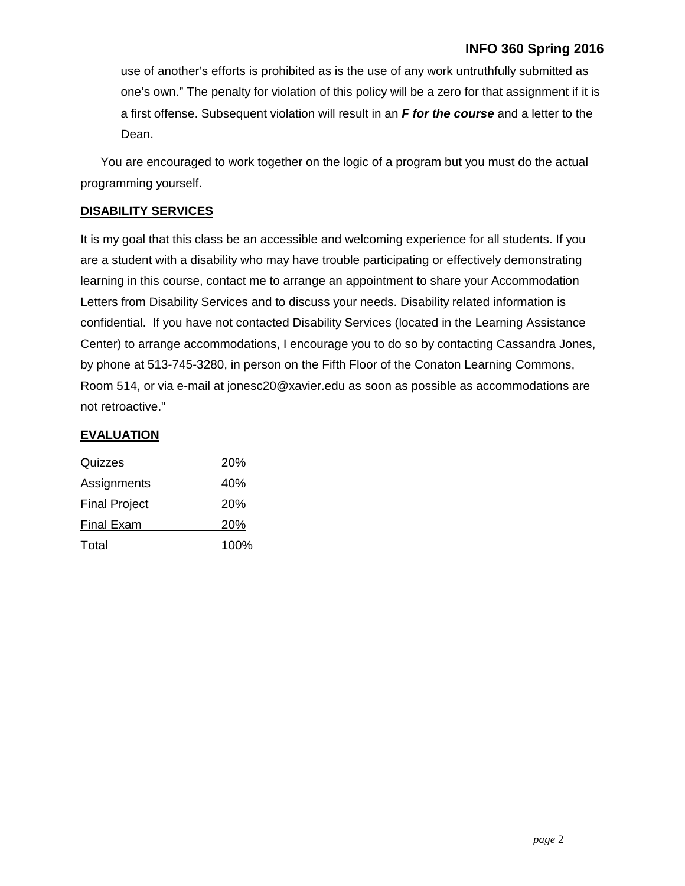use of another's efforts is prohibited as is the use of any work untruthfully submitted as one's own." The penalty for violation of this policy will be a zero for that assignment if it is a first offense. Subsequent violation will result in an ***F for the course*** and a letter to the Dean.

You are encouraged to work together on the logic of a program but you must do the actual programming yourself.

## DISABILITY SERVICES

It is my goal that this class be an accessible and welcoming experience for all students. If you are a student with a disability who may have trouble participating or effectively demonstrating learning in this course, contact me to arrange an appointment to share your Accommodation Letters from Disability Services and to discuss your needs. Disability related information is confidential. If you have not contacted Disability Services (located in the Learning Assistance Center) to arrange accommodations, I encourage you to do so by contacting Cassandra Jones, by phone at 513-745-3280, in person on the Fifth Floor of the Conaton Learning Commons, Room 514, or via e-mail at jonesc20@xavier.edu as soon as possible as accommodations are not retroactive."

## EVALUATION

| | |
|---|---|
| Quizzes | 20% |
| Assignments | 40% |
| Final Project | 20% |
| Final Exam | 20% |
| Total | 100% |